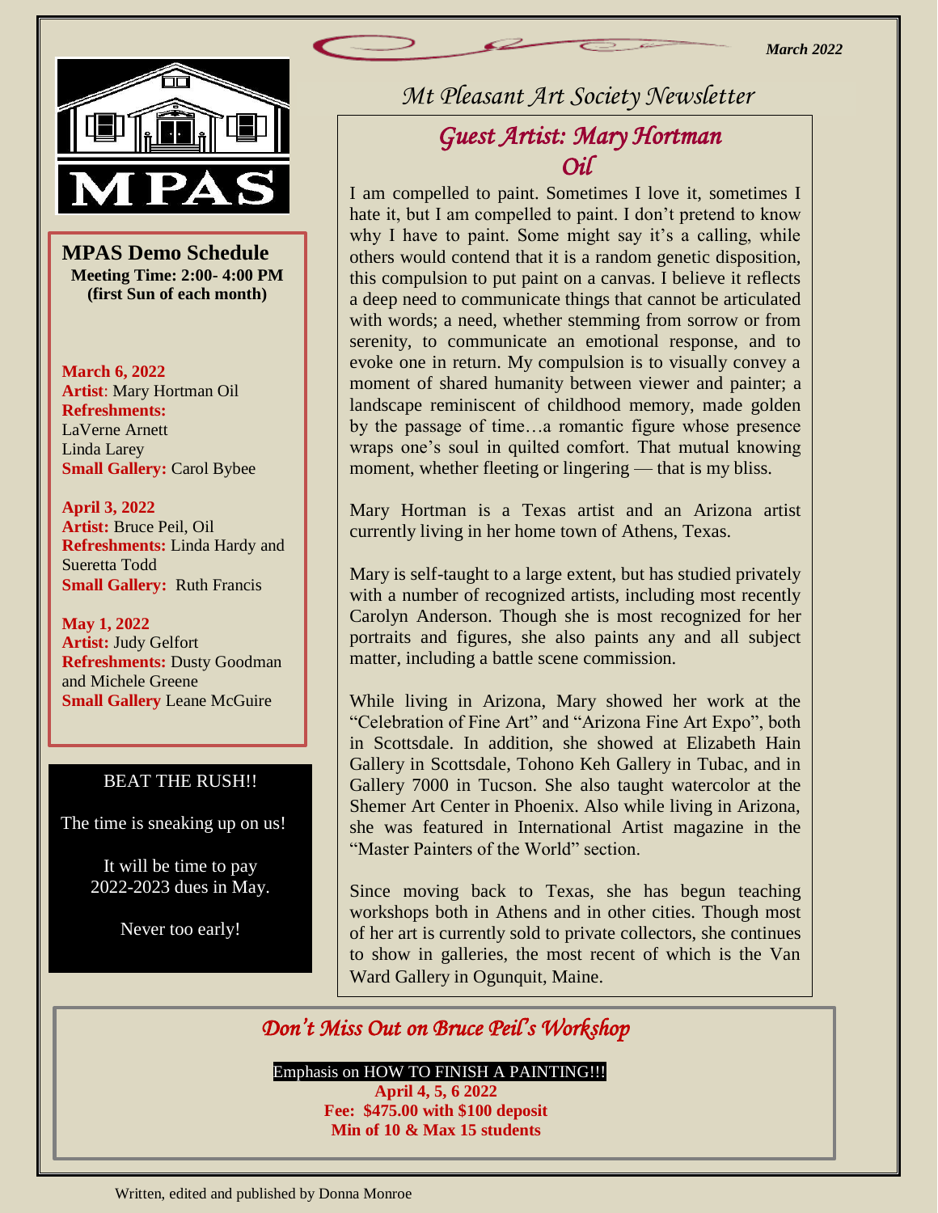*March 2022*

MPAS

# Mt Pleasant Art Society Newsletter

## MPAS Demo Schedule

**Meeting Time: 2:00- 4:00 PM**
**(first Sun of each month)**

**March 6, 2022**
**Artist**: Mary Hortman Oil
**Refreshments:**
LaVerne Arnett
Linda Larey
**Small Gallery:** Carol Bybee

**April 3, 2022**
**Artist:** Bruce Peil, Oil
**Refreshments:** Linda Hardy and Sueretta Todd
**Small Gallery:** Ruth Francis

**May 1, 2022**
**Artist:** Judy Gelfort
**Refreshments:** Dusty Goodman and Michele Greene
**Small Gallery** Leane McGuire

BEAT THE RUSH!!

The time is sneaking up on us!

It will be time to pay 2022-2023 dues in May.

Never too early!

## *Guest Artist: Mary Hortman Oil*

I am compelled to paint. Sometimes I love it, sometimes I hate it, but I am compelled to paint. I don't pretend to know why I have to paint. Some might say it's a calling, while others would contend that it is a random genetic disposition, this compulsion to put paint on a canvas. I believe it reflects a deep need to communicate things that cannot be articulated with words; a need, whether stemming from sorrow or from serenity, to communicate an emotional response, and to evoke one in return. My compulsion is to visually convey a moment of shared humanity between viewer and painter; a landscape reminiscent of childhood memory, made golden by the passage of time…a romantic figure whose presence wraps one's soul in quilted comfort. That mutual knowing moment, whether fleeting or lingering — that is my bliss.

Mary Hortman is a Texas artist and an Arizona artist currently living in her home town of Athens, Texas.

Mary is self-taught to a large extent, but has studied privately with a number of recognized artists, including most recently Carolyn Anderson. Though she is most recognized for her portraits and figures, she also paints any and all subject matter, including a battle scene commission.

While living in Arizona, Mary showed her work at the "Celebration of Fine Art" and "Arizona Fine Art Expo", both in Scottsdale. In addition, she showed at Elizabeth Hain Gallery in Scottsdale, Tohono Keh Gallery in Tubac, and in Gallery 7000 in Tucson. She also taught watercolor at the Shemer Art Center in Phoenix. Also while living in Arizona, she was featured in International Artist magazine in the "Master Painters of the World" section.

Since moving back to Texas, she has begun teaching workshops both in Athens and in other cities. Though most of her art is currently sold to private collectors, she continues to show in galleries, the most recent of which is the Van Ward Gallery in Ogunquit, Maine.

## *Don't Miss Out on Bruce Peil's Workshop*

Emphasis on HOW TO FINISH A PAINTING!!!

**April 4, 5, 6 2022**
**Fee: $475.00 with $100 deposit**
**Min of 10 & Max 15 students**

Written, edited and published by Donna Monroe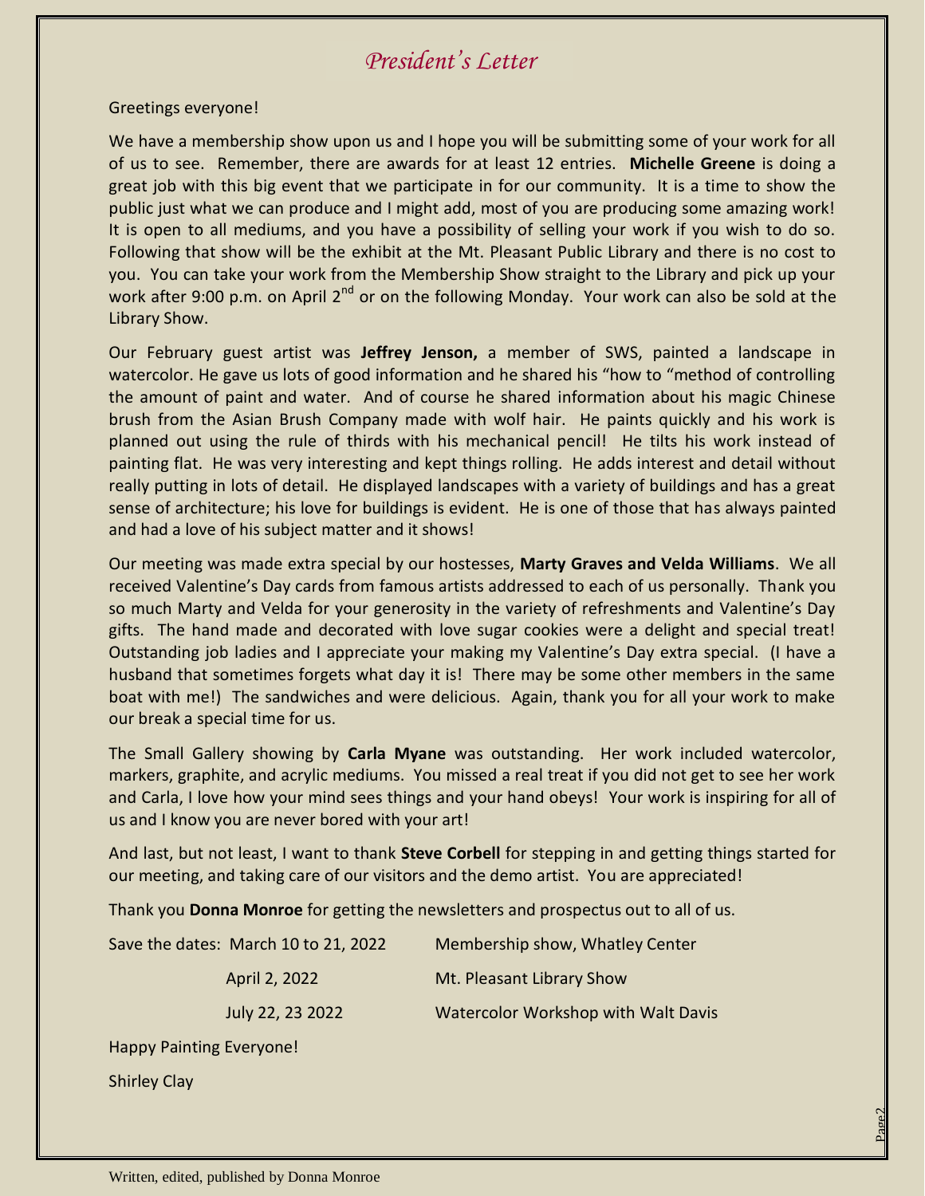# *President's Letter*

Greetings everyone!

We have a membership show upon us and I hope you will be submitting some of your work for all of us to see. Remember, there are awards for at least 12 entries. **Michelle Greene** is doing a great job with this big event that we participate in for our community. It is a time to show the public just what we can produce and I might add, most of you are producing some amazing work! It is open to all mediums, and you have a possibility of selling your work if you wish to do so. Following that show will be the exhibit at the Mt. Pleasant Public Library and there is no cost to you. You can take your work from the Membership Show straight to the Library and pick up your work after 9:00 p.m. on April 2nd or on the following Monday. Your work can also be sold at the Library Show.

Our February guest artist was **Jeffrey Jenson,** a member of SWS, painted a landscape in watercolor. He gave us lots of good information and he shared his "how to "method of controlling the amount of paint and water. And of course he shared information about his magic Chinese brush from the Asian Brush Company made with wolf hair. He paints quickly and his work is planned out using the rule of thirds with his mechanical pencil! He tilts his work instead of painting flat. He was very interesting and kept things rolling. He adds interest and detail without really putting in lots of detail. He displayed landscapes with a variety of buildings and has a great sense of architecture; his love for buildings is evident. He is one of those that has always painted and had a love of his subject matter and it shows!

Our meeting was made extra special by our hostesses, **Marty Graves and Velda Williams**. We all received Valentine's Day cards from famous artists addressed to each of us personally. Thank you so much Marty and Velda for your generosity in the variety of refreshments and Valentine's Day gifts. The hand made and decorated with love sugar cookies were a delight and special treat! Outstanding job ladies and I appreciate your making my Valentine's Day extra special. (I have a husband that sometimes forgets what day it is! There may be some other members in the same boat with me!) The sandwiches and were delicious. Again, thank you for all your work to make our break a special time for us.

The Small Gallery showing by **Carla Myane** was outstanding. Her work included watercolor, markers, graphite, and acrylic mediums. You missed a real treat if you did not get to see her work and Carla, I love how your mind sees things and your hand obeys! Your work is inspiring for all of us and I know you are never bored with your art!

And last, but not least, I want to thank **Steve Corbell** for stepping in and getting things started for our meeting, and taking care of our visitors and the demo artist. You are appreciated!

Thank you **Donna Monroe** for getting the newsletters and prospectus out to all of us.

| | |
|---|---|
| Save the dates: March 10 to 21, 2022 | Membership show, Whatley Center |
| April 2, 2022 | Mt. Pleasant Library Show |
| July 22, 23 2022 | Watercolor Workshop with Walt Davis |

Happy Painting Everyone!

Shirley Clay

Written, edited, published by Donna Monroe